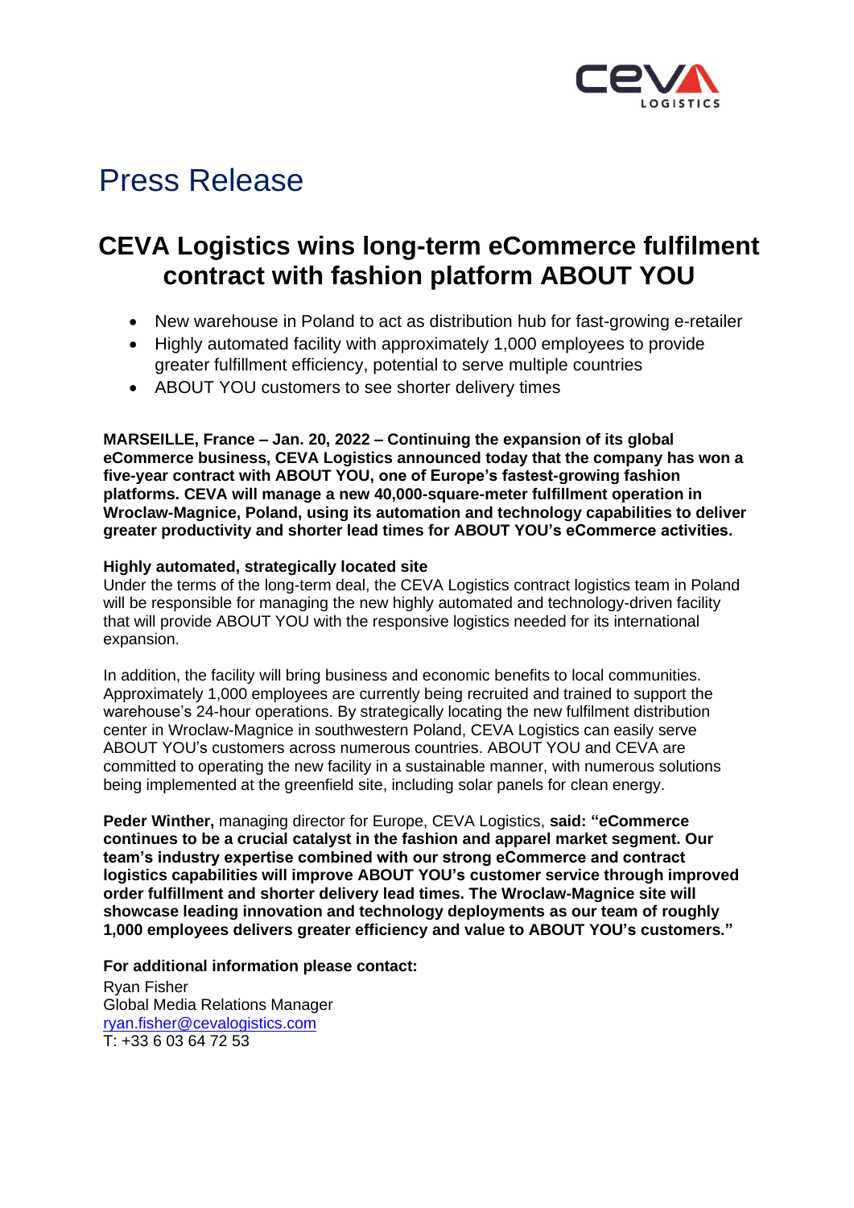# Press Release

## CEVA Logistics wins long-term eCommerce fulfilment contract with fashion platform ABOUT YOU

- New warehouse in Poland to act as distribution hub for fast-growing e-retailer
- Highly automated facility with approximately 1,000 employees to provide greater fulfillment efficiency, potential to serve multiple countries
- ABOUT YOU customers to see shorter delivery times

**MARSEILLE, France – Jan. 20, 2022 – Continuing the expansion of its global eCommerce business, CEVA Logistics announced today that the company has won a five-year contract with ABOUT YOU, one of Europe's fastest-growing fashion platforms. CEVA will manage a new 40,000-square-meter fulfillment operation in Wroclaw-Magnice, Poland, using its automation and technology capabilities to deliver greater productivity and shorter lead times for ABOUT YOU's eCommerce activities.**

**Highly automated, strategically located site**

Under the terms of the long-term deal, the CEVA Logistics contract logistics team in Poland will be responsible for managing the new highly automated and technology-driven facility that will provide ABOUT YOU with the responsive logistics needed for its international expansion.

In addition, the facility will bring business and economic benefits to local communities. Approximately 1,000 employees are currently being recruited and trained to support the warehouse's 24-hour operations. By strategically locating the new fulfilment distribution center in Wroclaw-Magnice in southwestern Poland, CEVA Logistics can easily serve ABOUT YOU's customers across numerous countries. ABOUT YOU and CEVA are committed to operating the new facility in a sustainable manner, with numerous solutions being implemented at the greenfield site, including solar panels for clean energy.

**Peder Winther,** managing director for Europe, CEVA Logistics, **said: "eCommerce continues to be a crucial catalyst in the fashion and apparel market segment. Our team's industry expertise combined with our strong eCommerce and contract logistics capabilities will improve ABOUT YOU's customer service through improved order fulfillment and shorter delivery lead times. The Wroclaw-Magnice site will showcase leading innovation and technology deployments as our team of roughly 1,000 employees delivers greater efficiency and value to ABOUT YOU's customers."**

**For additional information please contact:**

Ryan Fisher
Global Media Relations Manager
ryan.fisher@cevalogistics.com
T: +33 6 03 64 72 53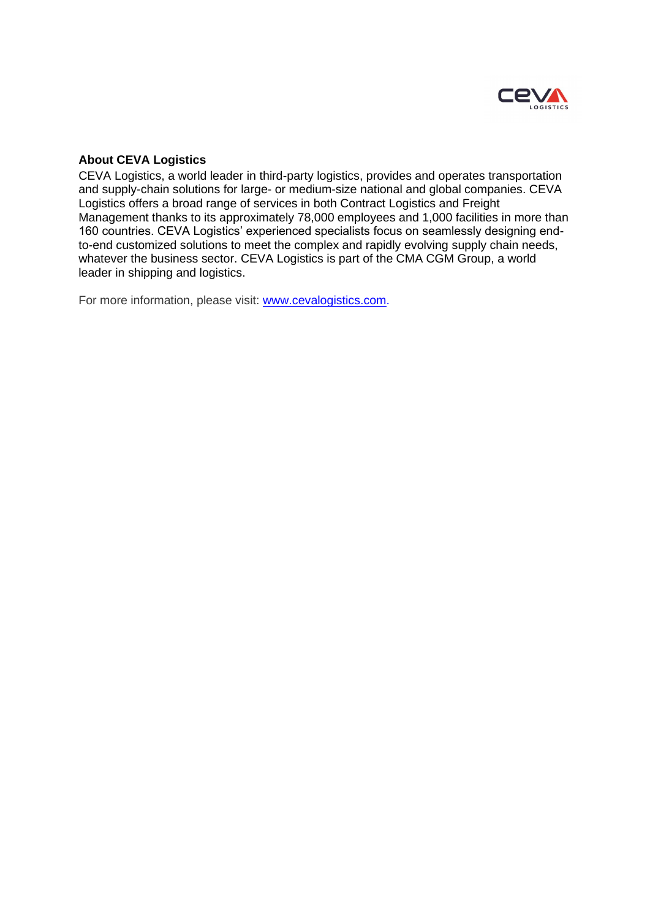**About CEVA Logistics**

CEVA Logistics, a world leader in third-party logistics, provides and operates transportation and supply-chain solutions for large- or medium-size national and global companies. CEVA Logistics offers a broad range of services in both Contract Logistics and Freight Management thanks to its approximately 78,000 employees and 1,000 facilities in more than 160 countries. CEVA Logistics' experienced specialists focus on seamlessly designing end-to-end customized solutions to meet the complex and rapidly evolving supply chain needs, whatever the business sector. CEVA Logistics is part of the CMA CGM Group, a world leader in shipping and logistics.

For more information, please visit: [www.cevalogistics.com](http://www.cevalogistics.com).